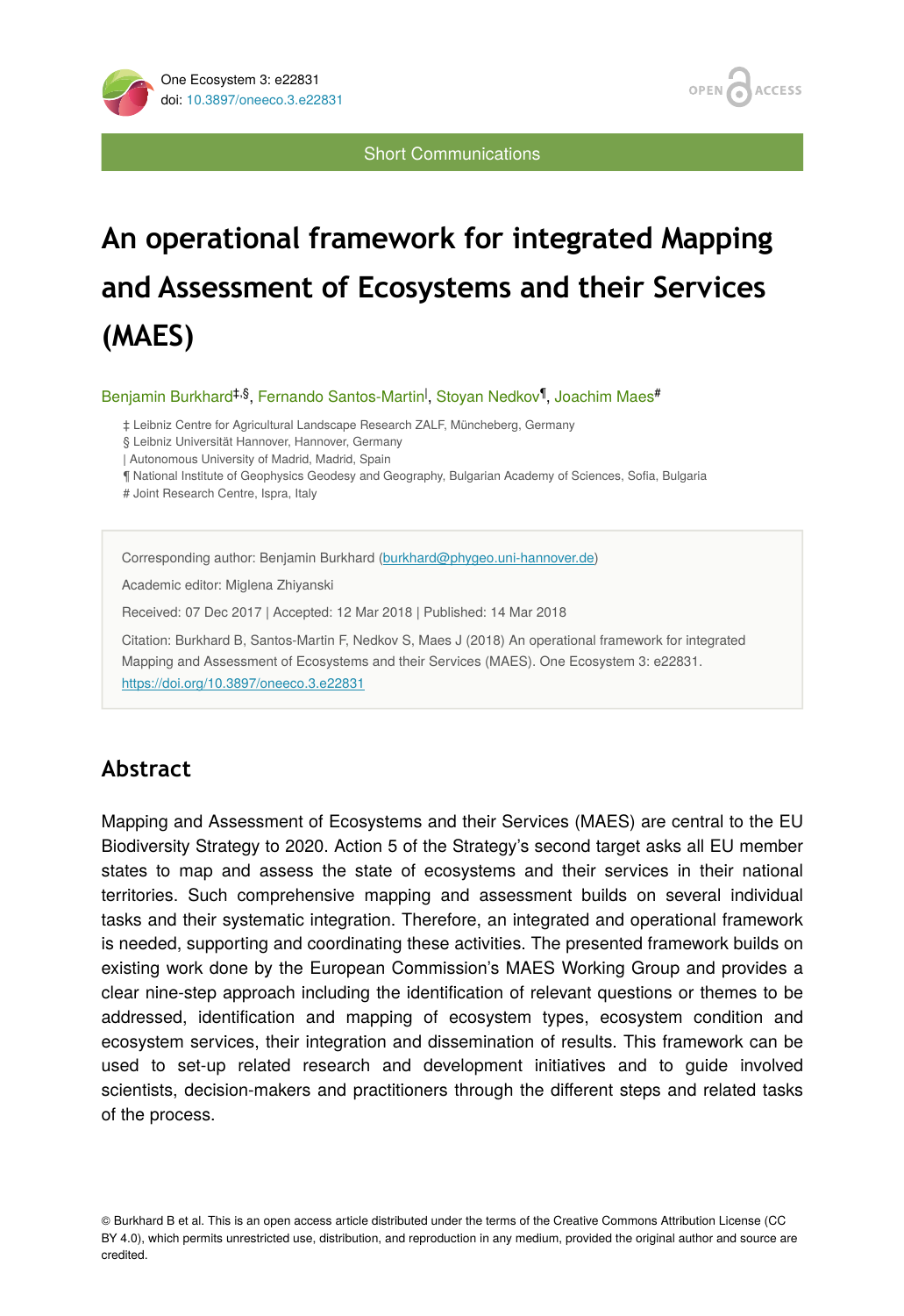One Ecosystem 3: e22831
doi: 10.3897/oneeco.3.e22831

Short Communications

# An operational framework for integrated Mapping and Assessment of Ecosystems and their Services (MAES)

Benjamin Burkhard[‡,§], Fernando Santos-Martin[|], Stoyan Nedkov[¶], Joachim Maes[#]

‡ Leibniz Centre for Agricultural Landscape Research ZALF, Müncheberg, Germany
§ Leibniz Universität Hannover, Hannover, Germany
| Autonomous University of Madrid, Madrid, Spain
¶ National Institute of Geophysics Geodesy and Geography, Bulgarian Academy of Sciences, Sofia, Bulgaria
# Joint Research Centre, Ispra, Italy

Corresponding author: Benjamin Burkhard (burkhard@phygeo.uni-hannover.de)

Academic editor: Miglena Zhiyanski

Received: 07 Dec 2017 | Accepted: 12 Mar 2018 | Published: 14 Mar 2018

Citation: Burkhard B, Santos-Martin F, Nedkov S, Maes J (2018) An operational framework for integrated Mapping and Assessment of Ecosystems and their Services (MAES). One Ecosystem 3: e22831. https://doi.org/10.3897/oneeco.3.e22831

## Abstract

Mapping and Assessment of Ecosystems and their Services (MAES) are central to the EU Biodiversity Strategy to 2020. Action 5 of the Strategy's second target asks all EU member states to map and assess the state of ecosystems and their services in their national territories. Such comprehensive mapping and assessment builds on several individual tasks and their systematic integration. Therefore, an integrated and operational framework is needed, supporting and coordinating these activities. The presented framework builds on existing work done by the European Commission's MAES Working Group and provides a clear nine-step approach including the identification of relevant questions or themes to be addressed, identification and mapping of ecosystem types, ecosystem condition and ecosystem services, their integration and dissemination of results. This framework can be used to set-up related research and development initiatives and to guide involved scientists, decision-makers and practitioners through the different steps and related tasks of the process.

© Burkhard B et al. This is an open access article distributed under the terms of the Creative Commons Attribution License (CC BY 4.0), which permits unrestricted use, distribution, and reproduction in any medium, provided the original author and source are credited.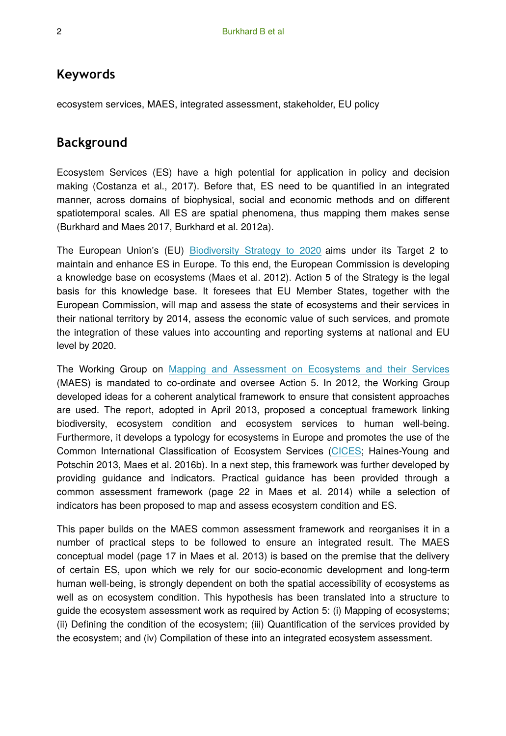## Keywords

ecosystem services, MAES, integrated assessment, stakeholder, EU policy

## Background

Ecosystem Services (ES) have a high potential for application in policy and decision making (Costanza et al., 2017). Before that, ES need to be quantified in an integrated manner, across domains of biophysical, social and economic methods and on different spatiotemporal scales. All ES are spatial phenomena, thus mapping them makes sense (Burkhard and Maes 2017, Burkhard et al. 2012a).

The European Union's (EU) Biodiversity Strategy to 2020 aims under its Target 2 to maintain and enhance ES in Europe. To this end, the European Commission is developing a knowledge base on ecosystems (Maes et al. 2012). Action 5 of the Strategy is the legal basis for this knowledge base. It foresees that EU Member States, together with the European Commission, will map and assess the state of ecosystems and their services in their national territory by 2014, assess the economic value of such services, and promote the integration of these values into accounting and reporting systems at national and EU level by 2020.

The Working Group on Mapping and Assessment on Ecosystems and their Services (MAES) is mandated to co-ordinate and oversee Action 5. In 2012, the Working Group developed ideas for a coherent analytical framework to ensure that consistent approaches are used. The report, adopted in April 2013, proposed a conceptual framework linking biodiversity, ecosystem condition and ecosystem services to human well-being. Furthermore, it develops a typology for ecosystems in Europe and promotes the use of the Common International Classification of Ecosystem Services (CICES; Haines-Young and Potschin 2013, Maes et al. 2016b). In a next step, this framework was further developed by providing guidance and indicators. Practical guidance has been provided through a common assessment framework (page 22 in Maes et al. 2014) while a selection of indicators has been proposed to map and assess ecosystem condition and ES.

This paper builds on the MAES common assessment framework and reorganises it in a number of practical steps to be followed to ensure an integrated result. The MAES conceptual model (page 17 in Maes et al. 2013) is based on the premise that the delivery of certain ES, upon which we rely for our socio-economic development and long-term human well-being, is strongly dependent on both the spatial accessibility of ecosystems as well as on ecosystem condition. This hypothesis has been translated into a structure to guide the ecosystem assessment work as required by Action 5: (i) Mapping of ecosystems; (ii) Defining the condition of the ecosystem; (iii) Quantification of the services provided by the ecosystem; and (iv) Compilation of these into an integrated ecosystem assessment.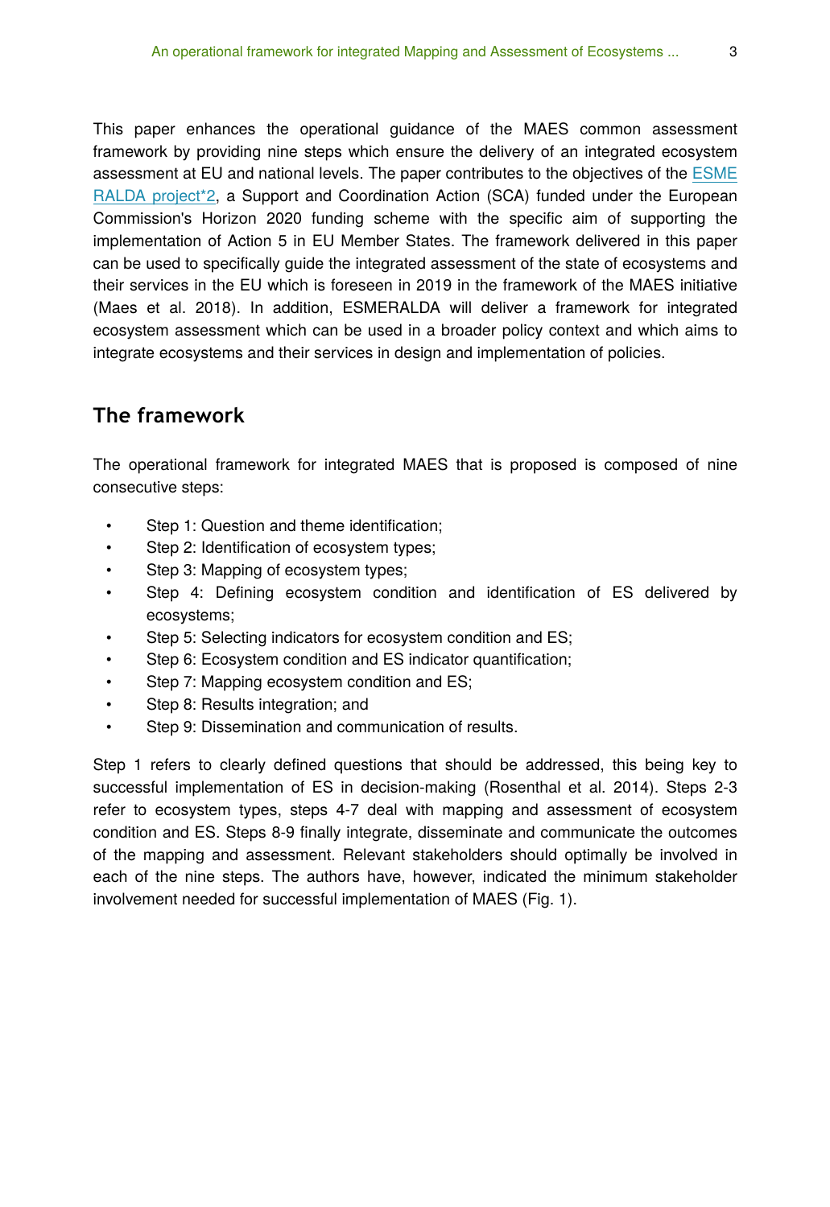This paper enhances the operational guidance of the MAES common assessment framework by providing nine steps which ensure the delivery of an integrated ecosystem assessment at EU and national levels. The paper contributes to the objectives of the ESMERALDA project*2, a Support and Coordination Action (SCA) funded under the European Commission's Horizon 2020 funding scheme with the specific aim of supporting the implementation of Action 5 in EU Member States. The framework delivered in this paper can be used to specifically guide the integrated assessment of the state of ecosystems and their services in the EU which is foreseen in 2019 in the framework of the MAES initiative (Maes et al. 2018). In addition, ESMERALDA will deliver a framework for integrated ecosystem assessment which can be used in a broader policy context and which aims to integrate ecosystems and their services in design and implementation of policies.

## The framework

The operational framework for integrated MAES that is proposed is composed of nine consecutive steps:

- Step 1: Question and theme identification;
- Step 2: Identification of ecosystem types;
- Step 3: Mapping of ecosystem types;
- Step 4: Defining ecosystem condition and identification of ES delivered by ecosystems;
- Step 5: Selecting indicators for ecosystem condition and ES;
- Step 6: Ecosystem condition and ES indicator quantification;
- Step 7: Mapping ecosystem condition and ES;
- Step 8: Results integration; and
- Step 9: Dissemination and communication of results.

Step 1 refers to clearly defined questions that should be addressed, this being key to successful implementation of ES in decision-making (Rosenthal et al. 2014). Steps 2-3 refer to ecosystem types, steps 4-7 deal with mapping and assessment of ecosystem condition and ES. Steps 8-9 finally integrate, disseminate and communicate the outcomes of the mapping and assessment. Relevant stakeholders should optimally be involved in each of the nine steps. The authors have, however, indicated the minimum stakeholder involvement needed for successful implementation of MAES (Fig. 1).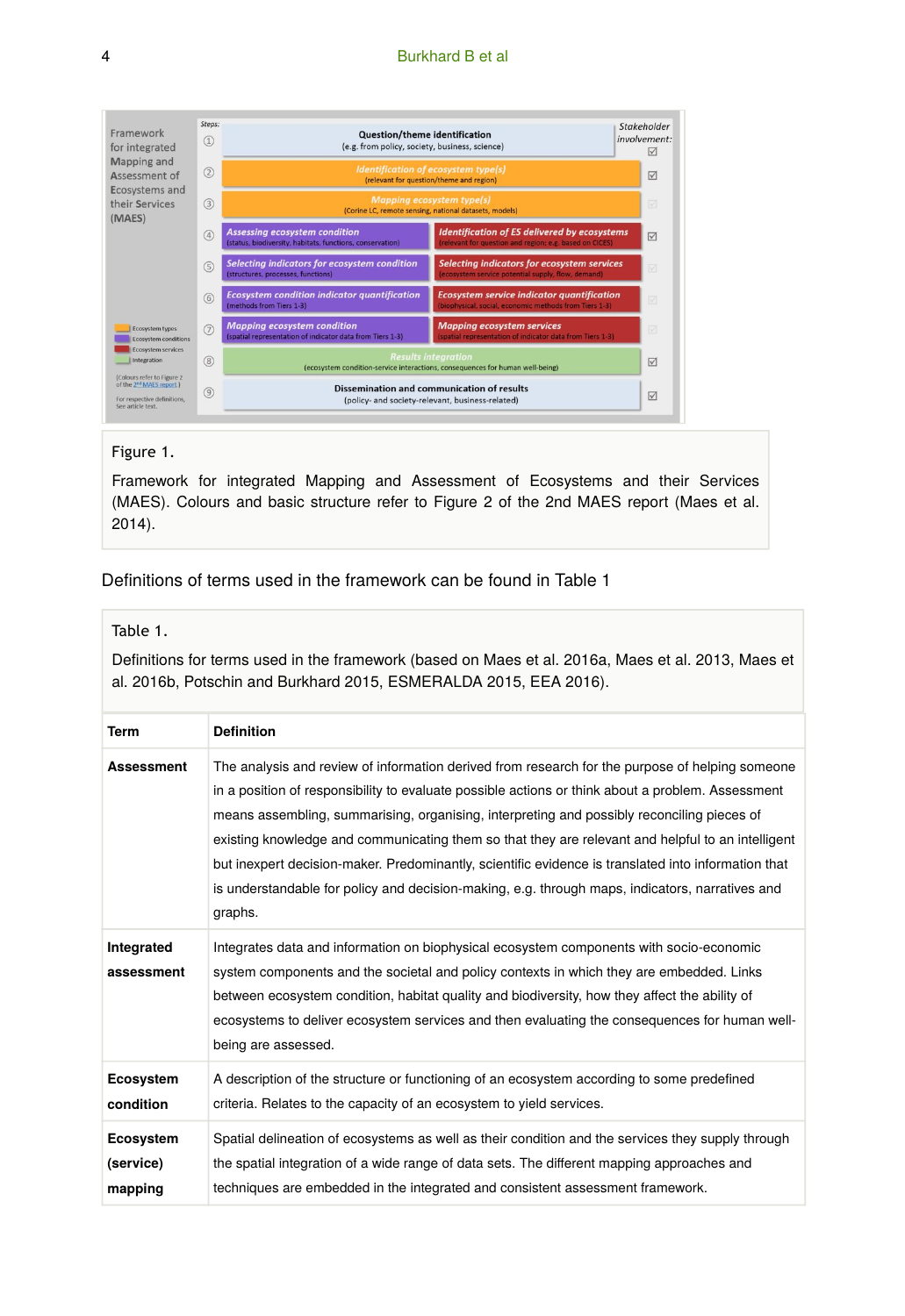Figure 1.

Framework for integrated Mapping and Assessment of Ecosystems and their Services (MAES). Colours and basic structure refer to Figure 2 of the 2nd MAES report (Maes et al. 2014).

Definitions of terms used in the framework can be found in Table 1

Table 1.

Definitions for terms used in the framework (based on Maes et al. 2016a, Maes et al. 2013, Maes et al. 2016b, Potschin and Burkhard 2015, ESMERALDA 2015, EEA 2016).

| Term | Definition |
|---|---|
| **Assessment** | The analysis and review of information derived from research for the purpose of helping someone in a position of responsibility to evaluate possible actions or think about a problem. Assessment means assembling, summarising, organising, interpreting and possibly reconciling pieces of existing knowledge and communicating them so that they are relevant and helpful to an intelligent but inexpert decision-maker. Predominantly, scientific evidence is translated into information that is understandable for policy and decision-making, e.g. through maps, indicators, narratives and graphs. |
| **Integrated assessment** | Integrates data and information on biophysical ecosystem components with socio-economic system components and the societal and policy contexts in which they are embedded. Links between ecosystem condition, habitat quality and biodiversity, how they affect the ability of ecosystems to deliver ecosystem services and then evaluating the consequences for human well-being are assessed. |
| **Ecosystem condition** | A description of the structure or functioning of an ecosystem according to some predefined criteria. Relates to the capacity of an ecosystem to yield services. |
| **Ecosystem (service) mapping** | Spatial delineation of ecosystems as well as their condition and the services they supply through the spatial integration of a wide range of data sets. The different mapping approaches and techniques are embedded in the integrated and consistent assessment framework. |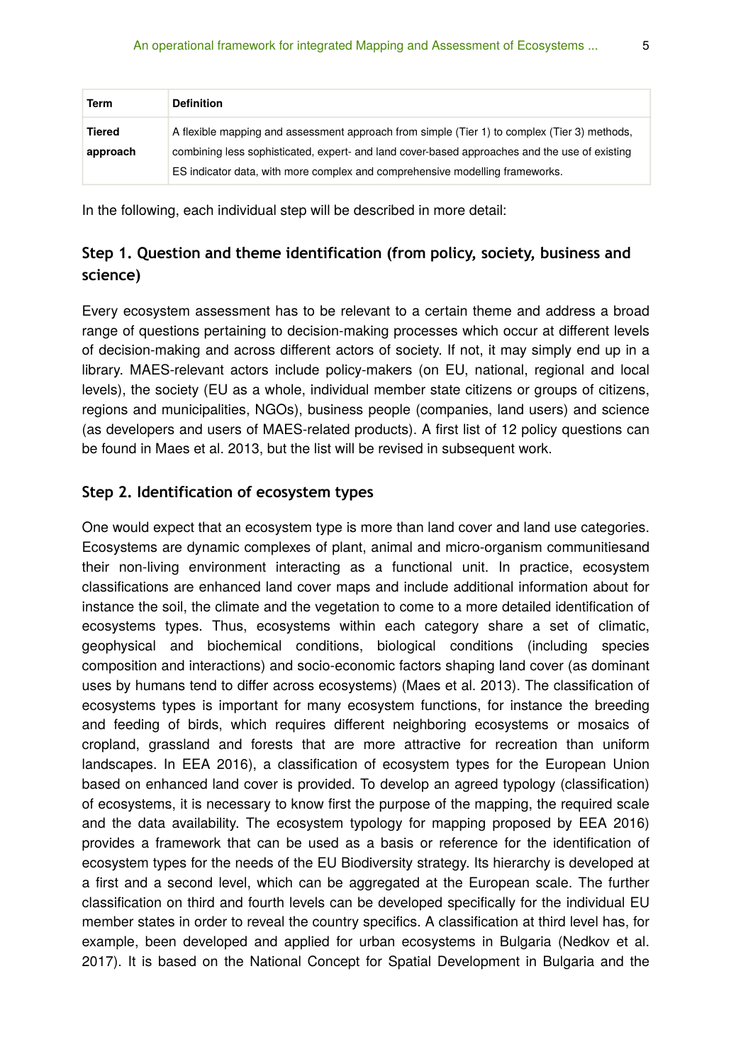| Term | Definition |
| --- | --- |
| **Tiered approach** | A flexible mapping and assessment approach from simple (Tier 1) to complex (Tier 3) methods, combining less sophisticated, expert- and land cover-based approaches and the use of existing ES indicator data, with more complex and comprehensive modelling frameworks. |

In the following, each individual step will be described in more detail:

### Step 1. Question and theme identification (from policy, society, business and science)

Every ecosystem assessment has to be relevant to a certain theme and address a broad range of questions pertaining to decision-making processes which occur at different levels of decision-making and across different actors of society. If not, it may simply end up in a library. MAES-relevant actors include policy-makers (on EU, national, regional and local levels), the society (EU as a whole, individual member state citizens or groups of citizens, regions and municipalities, NGOs), business people (companies, land users) and science (as developers and users of MAES-related products). A first list of 12 policy questions can be found in Maes et al. 2013, but the list will be revised in subsequent work.

### Step 2. Identification of ecosystem types

One would expect that an ecosystem type is more than land cover and land use categories. Ecosystems are dynamic complexes of plant, animal and micro-organism communitiesand their non-living environment interacting as a functional unit. In practice, ecosystem classifications are enhanced land cover maps and include additional information about for instance the soil, the climate and the vegetation to come to a more detailed identification of ecosystems types. Thus, ecosystems within each category share a set of climatic, geophysical and biochemical conditions, biological conditions (including species composition and interactions) and socio-economic factors shaping land cover (as dominant uses by humans tend to differ across ecosystems) (Maes et al. 2013). The classification of ecosystems types is important for many ecosystem functions, for instance the breeding and feeding of birds, which requires different neighboring ecosystems or mosaics of cropland, grassland and forests that are more attractive for recreation than uniform landscapes. In EEA 2016), a classification of ecosystem types for the European Union based on enhanced land cover is provided. To develop an agreed typology (classification) of ecosystems, it is necessary to know first the purpose of the mapping, the required scale and the data availability. The ecosystem typology for mapping proposed by EEA 2016) provides a framework that can be used as a basis or reference for the identification of ecosystem types for the needs of the EU Biodiversity strategy. Its hierarchy is developed at a first and a second level, which can be aggregated at the European scale. The further classification on third and fourth levels can be developed specifically for the individual EU member states in order to reveal the country specifics. A classification at third level has, for example, been developed and applied for urban ecosystems in Bulgaria (Nedkov et al. 2017). It is based on the National Concept for Spatial Development in Bulgaria and the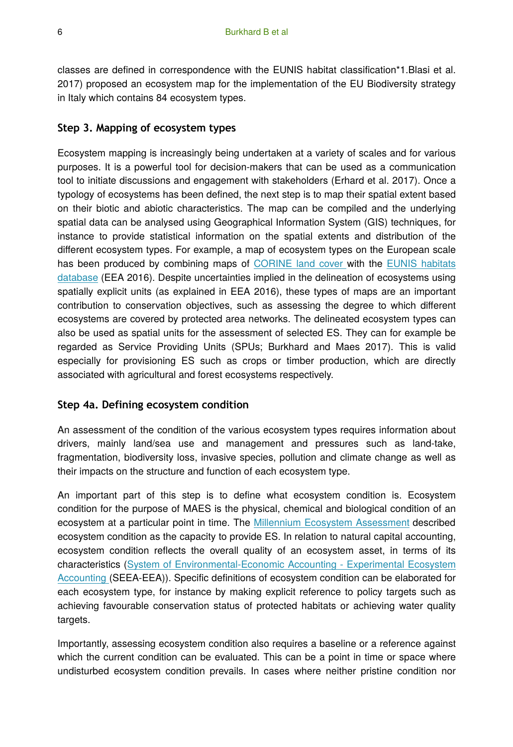classes are defined in correspondence with the EUNIS habitat classification*1.Blasi et al. 2017) proposed an ecosystem map for the implementation of the EU Biodiversity strategy in Italy which contains 84 ecosystem types.

### Step 3. Mapping of ecosystem types

Ecosystem mapping is increasingly being undertaken at a variety of scales and for various purposes. It is a powerful tool for decision-makers that can be used as a communication tool to initiate discussions and engagement with stakeholders (Erhard et al. 2017). Once a typology of ecosystems has been defined, the next step is to map their spatial extent based on their biotic and abiotic characteristics. The map can be compiled and the underlying spatial data can be analysed using Geographical Information System (GIS) techniques, for instance to provide statistical information on the spatial extents and distribution of the different ecosystem types. For example, a map of ecosystem types on the European scale has been produced by combining maps of CORINE land cover with the EUNIS habitats database (EEA 2016). Despite uncertainties implied in the delineation of ecosystems using spatially explicit units (as explained in EEA 2016), these types of maps are an important contribution to conservation objectives, such as assessing the degree to which different ecosystems are covered by protected area networks. The delineated ecosystem types can also be used as spatial units for the assessment of selected ES. They can for example be regarded as Service Providing Units (SPUs; Burkhard and Maes 2017). This is valid especially for provisioning ES such as crops or timber production, which are directly associated with agricultural and forest ecosystems respectively.

### Step 4a. Defining ecosystem condition

An assessment of the condition of the various ecosystem types requires information about drivers, mainly land/sea use and management and pressures such as land-take, fragmentation, biodiversity loss, invasive species, pollution and climate change as well as their impacts on the structure and function of each ecosystem type.

An important part of this step is to define what ecosystem condition is. Ecosystem condition for the purpose of MAES is the physical, chemical and biological condition of an ecosystem at a particular point in time. The Millennium Ecosystem Assessment described ecosystem condition as the capacity to provide ES. In relation to natural capital accounting, ecosystem condition reflects the overall quality of an ecosystem asset, in terms of its characteristics (System of Environmental-Economic Accounting - Experimental Ecosystem Accounting (SEEA-EEA)). Specific definitions of ecosystem condition can be elaborated for each ecosystem type, for instance by making explicit reference to policy targets such as achieving favourable conservation status of protected habitats or achieving water quality targets.

Importantly, assessing ecosystem condition also requires a baseline or a reference against which the current condition can be evaluated. This can be a point in time or space where undisturbed ecosystem condition prevails. In cases where neither pristine condition nor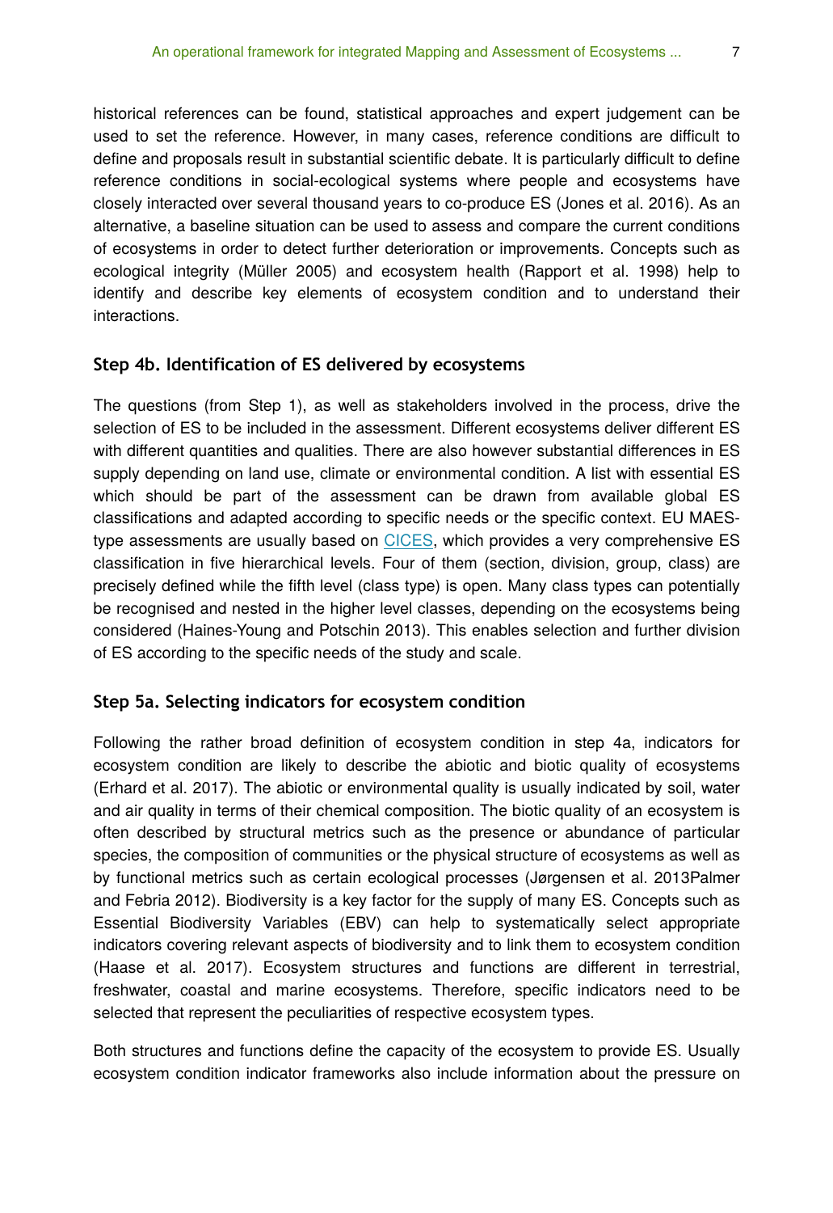historical references can be found, statistical approaches and expert judgement can be used to set the reference. However, in many cases, reference conditions are difficult to define and proposals result in substantial scientific debate. It is particularly difficult to define reference conditions in social-ecological systems where people and ecosystems have closely interacted over several thousand years to co-produce ES (Jones et al. 2016). As an alternative, a baseline situation can be used to assess and compare the current conditions of ecosystems in order to detect further deterioration or improvements. Concepts such as ecological integrity (Müller 2005) and ecosystem health (Rapport et al. 1998) help to identify and describe key elements of ecosystem condition and to understand their interactions.

### Step 4b. Identification of ES delivered by ecosystems

The questions (from Step 1), as well as stakeholders involved in the process, drive the selection of ES to be included in the assessment. Different ecosystems deliver different ES with different quantities and qualities. There are also however substantial differences in ES supply depending on land use, climate or environmental condition. A list with essential ES which should be part of the assessment can be drawn from available global ES classifications and adapted according to specific needs or the specific context. EU MAES-type assessments are usually based on CICES, which provides a very comprehensive ES classification in five hierarchical levels. Four of them (section, division, group, class) are precisely defined while the fifth level (class type) is open. Many class types can potentially be recognised and nested in the higher level classes, depending on the ecosystems being considered (Haines-Young and Potschin 2013). This enables selection and further division of ES according to the specific needs of the study and scale.

### Step 5a. Selecting indicators for ecosystem condition

Following the rather broad definition of ecosystem condition in step 4a, indicators for ecosystem condition are likely to describe the abiotic and biotic quality of ecosystems (Erhard et al. 2017). The abiotic or environmental quality is usually indicated by soil, water and air quality in terms of their chemical composition. The biotic quality of an ecosystem is often described by structural metrics such as the presence or abundance of particular species, the composition of communities or the physical structure of ecosystems as well as by functional metrics such as certain ecological processes (Jørgensen et al. 2013Palmer and Febria 2012). Biodiversity is a key factor for the supply of many ES. Concepts such as Essential Biodiversity Variables (EBV) can help to systematically select appropriate indicators covering relevant aspects of biodiversity and to link them to ecosystem condition (Haase et al. 2017). Ecosystem structures and functions are different in terrestrial, freshwater, coastal and marine ecosystems. Therefore, specific indicators need to be selected that represent the peculiarities of respective ecosystem types.

Both structures and functions define the capacity of the ecosystem to provide ES. Usually ecosystem condition indicator frameworks also include information about the pressure on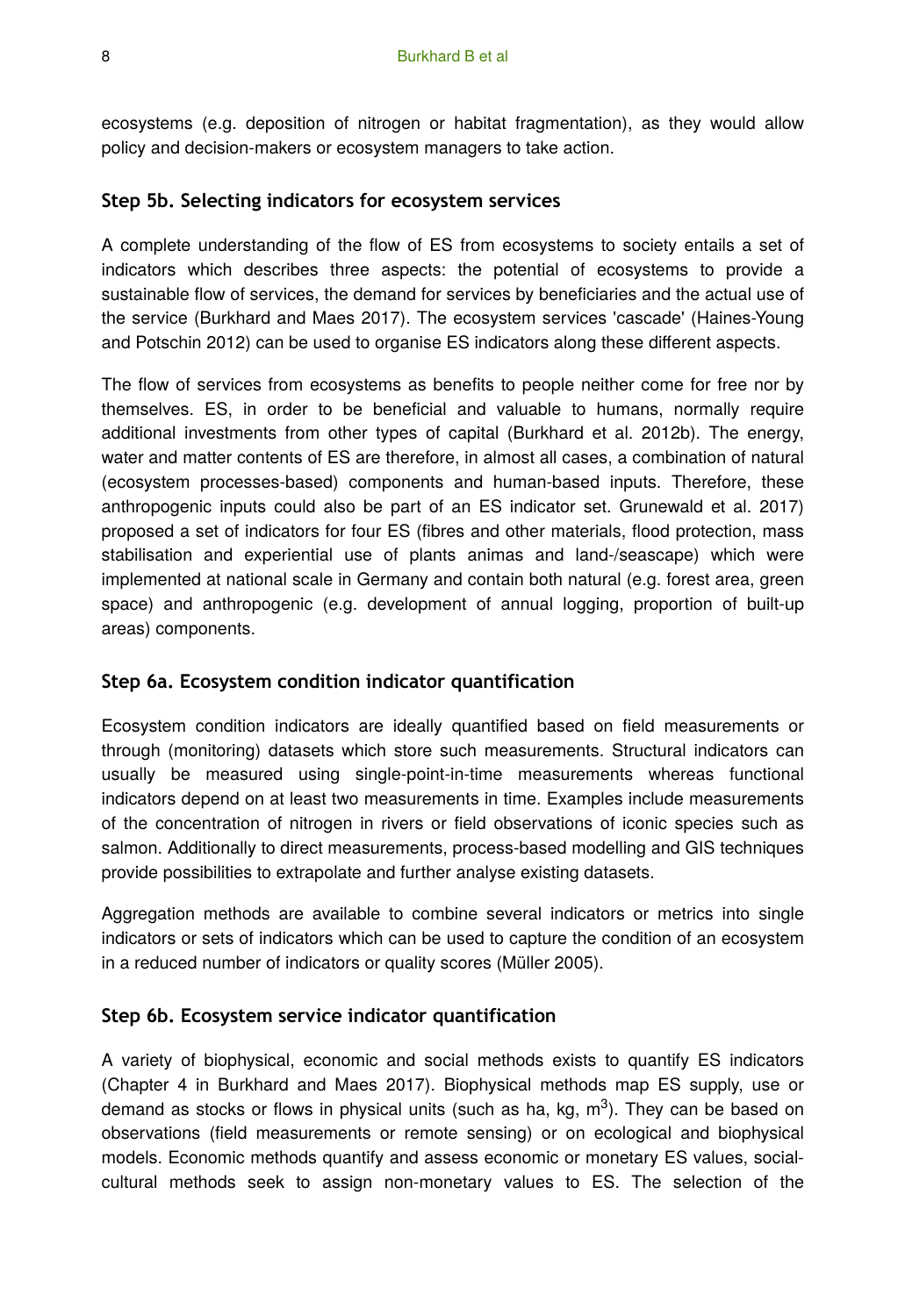ecosystems (e.g. deposition of nitrogen or habitat fragmentation), as they would allow policy and decision-makers or ecosystem managers to take action.

### Step 5b. Selecting indicators for ecosystem services

A complete understanding of the flow of ES from ecosystems to society entails a set of indicators which describes three aspects: the potential of ecosystems to provide a sustainable flow of services, the demand for services by beneficiaries and the actual use of the service (Burkhard and Maes 2017). The ecosystem services 'cascade' (Haines-Young and Potschin 2012) can be used to organise ES indicators along these different aspects.

The flow of services from ecosystems as benefits to people neither come for free nor by themselves. ES, in order to be beneficial and valuable to humans, normally require additional investments from other types of capital (Burkhard et al. 2012b). The energy, water and matter contents of ES are therefore, in almost all cases, a combination of natural (ecosystem processes-based) components and human-based inputs. Therefore, these anthropogenic inputs could also be part of an ES indicator set. Grunewald et al. 2017) proposed a set of indicators for four ES (fibres and other materials, flood protection, mass stabilisation and experiential use of plants animas and land-/seascape) which were implemented at national scale in Germany and contain both natural (e.g. forest area, green space) and anthropogenic (e.g. development of annual logging, proportion of built-up areas) components.

### Step 6a. Ecosystem condition indicator quantification

Ecosystem condition indicators are ideally quantified based on field measurements or through (monitoring) datasets which store such measurements. Structural indicators can usually be measured using single-point-in-time measurements whereas functional indicators depend on at least two measurements in time. Examples include measurements of the concentration of nitrogen in rivers or field observations of iconic species such as salmon. Additionally to direct measurements, process-based modelling and GIS techniques provide possibilities to extrapolate and further analyse existing datasets.

Aggregation methods are available to combine several indicators or metrics into single indicators or sets of indicators which can be used to capture the condition of an ecosystem in a reduced number of indicators or quality scores (Müller 2005).

### Step 6b. Ecosystem service indicator quantification

A variety of biophysical, economic and social methods exists to quantify ES indicators (Chapter 4 in Burkhard and Maes 2017). Biophysical methods map ES supply, use or demand as stocks or flows in physical units (such as ha, kg, $m^3$). They can be based on observations (field measurements or remote sensing) or on ecological and biophysical models. Economic methods quantify and assess economic or monetary ES values, social-cultural methods seek to assign non-monetary values to ES. The selection of the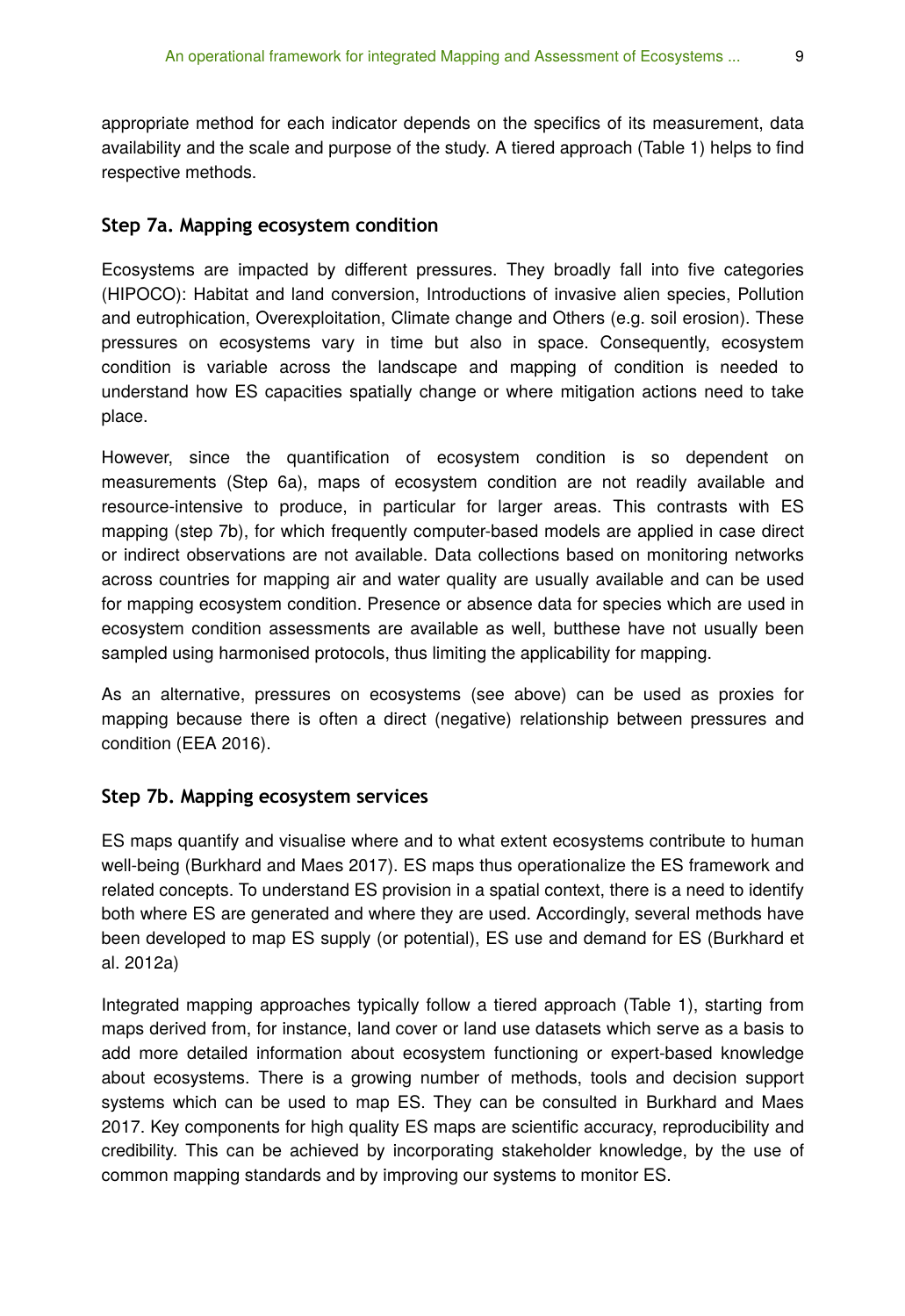appropriate method for each indicator depends on the specifics of its measurement, data availability and the scale and purpose of the study. A tiered approach (Table 1) helps to find respective methods.

### Step 7a. Mapping ecosystem condition

Ecosystems are impacted by different pressures. They broadly fall into five categories (HIPOCO): Habitat and land conversion, Introductions of invasive alien species, Pollution and eutrophication, Overexploitation, Climate change and Others (e.g. soil erosion). These pressures on ecosystems vary in time but also in space. Consequently, ecosystem condition is variable across the landscape and mapping of condition is needed to understand how ES capacities spatially change or where mitigation actions need to take place.

However, since the quantification of ecosystem condition is so dependent on measurements (Step 6a), maps of ecosystem condition are not readily available and resource-intensive to produce, in particular for larger areas. This contrasts with ES mapping (step 7b), for which frequently computer-based models are applied in case direct or indirect observations are not available. Data collections based on monitoring networks across countries for mapping air and water quality are usually available and can be used for mapping ecosystem condition. Presence or absence data for species which are used in ecosystem condition assessments are available as well, butthese have not usually been sampled using harmonised protocols, thus limiting the applicability for mapping.

As an alternative, pressures on ecosystems (see above) can be used as proxies for mapping because there is often a direct (negative) relationship between pressures and condition (EEA 2016).

### Step 7b. Mapping ecosystem services

ES maps quantify and visualise where and to what extent ecosystems contribute to human well-being (Burkhard and Maes 2017). ES maps thus operationalize the ES framework and related concepts. To understand ES provision in a spatial context, there is a need to identify both where ES are generated and where they are used. Accordingly, several methods have been developed to map ES supply (or potential), ES use and demand for ES (Burkhard et al. 2012a)

Integrated mapping approaches typically follow a tiered approach (Table 1), starting from maps derived from, for instance, land cover or land use datasets which serve as a basis to add more detailed information about ecosystem functioning or expert-based knowledge about ecosystems. There is a growing number of methods, tools and decision support systems which can be used to map ES. They can be consulted in Burkhard and Maes 2017. Key components for high quality ES maps are scientific accuracy, reproducibility and credibility. This can be achieved by incorporating stakeholder knowledge, by the use of common mapping standards and by improving our systems to monitor ES.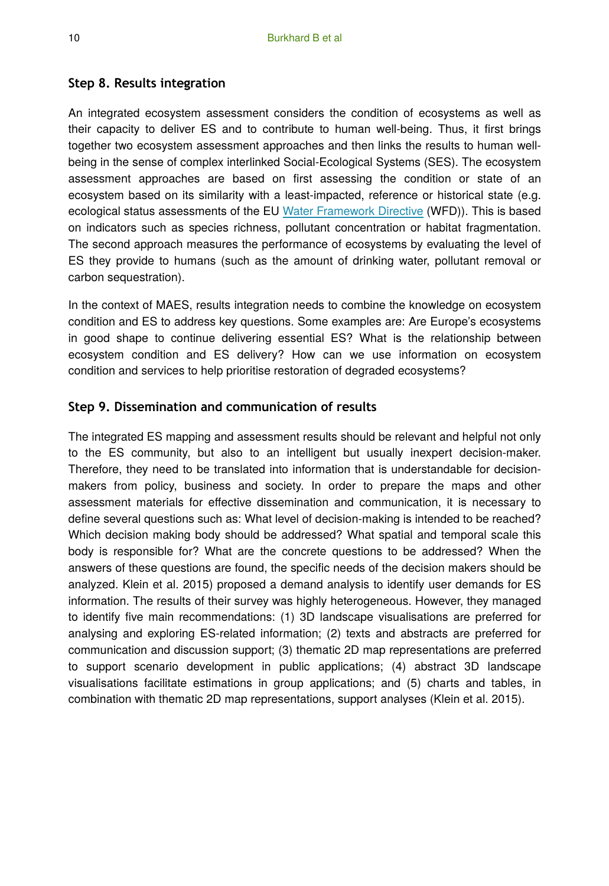### Step 8. Results integration

An integrated ecosystem assessment considers the condition of ecosystems as well as their capacity to deliver ES and to contribute to human well-being. Thus, it first brings together two ecosystem assessment approaches and then links the results to human well-being in the sense of complex interlinked Social-Ecological Systems (SES). The ecosystem assessment approaches are based on first assessing the condition or state of an ecosystem based on its similarity with a least-impacted, reference or historical state (e.g. ecological status assessments of the EU Water Framework Directive (WFD)). This is based on indicators such as species richness, pollutant concentration or habitat fragmentation. The second approach measures the performance of ecosystems by evaluating the level of ES they provide to humans (such as the amount of drinking water, pollutant removal or carbon sequestration).

In the context of MAES, results integration needs to combine the knowledge on ecosystem condition and ES to address key questions. Some examples are: Are Europe's ecosystems in good shape to continue delivering essential ES? What is the relationship between ecosystem condition and ES delivery? How can we use information on ecosystem condition and services to help prioritise restoration of degraded ecosystems?

### Step 9. Dissemination and communication of results

The integrated ES mapping and assessment results should be relevant and helpful not only to the ES community, but also to an intelligent but usually inexpert decision-maker. Therefore, they need to be translated into information that is understandable for decision-makers from policy, business and society. In order to prepare the maps and other assessment materials for effective dissemination and communication, it is necessary to define several questions such as: What level of decision-making is intended to be reached? Which decision making body should be addressed? What spatial and temporal scale this body is responsible for? What are the concrete questions to be addressed? When the answers of these questions are found, the specific needs of the decision makers should be analyzed. Klein et al. 2015) proposed a demand analysis to identify user demands for ES information. The results of their survey was highly heterogeneous. However, they managed to identify five main recommendations: (1) 3D landscape visualisations are preferred for analysing and exploring ES-related information; (2) texts and abstracts are preferred for communication and discussion support; (3) thematic 2D map representations are preferred to support scenario development in public applications; (4) abstract 3D landscape visualisations facilitate estimations in group applications; and (5) charts and tables, in combination with thematic 2D map representations, support analyses (Klein et al. 2015).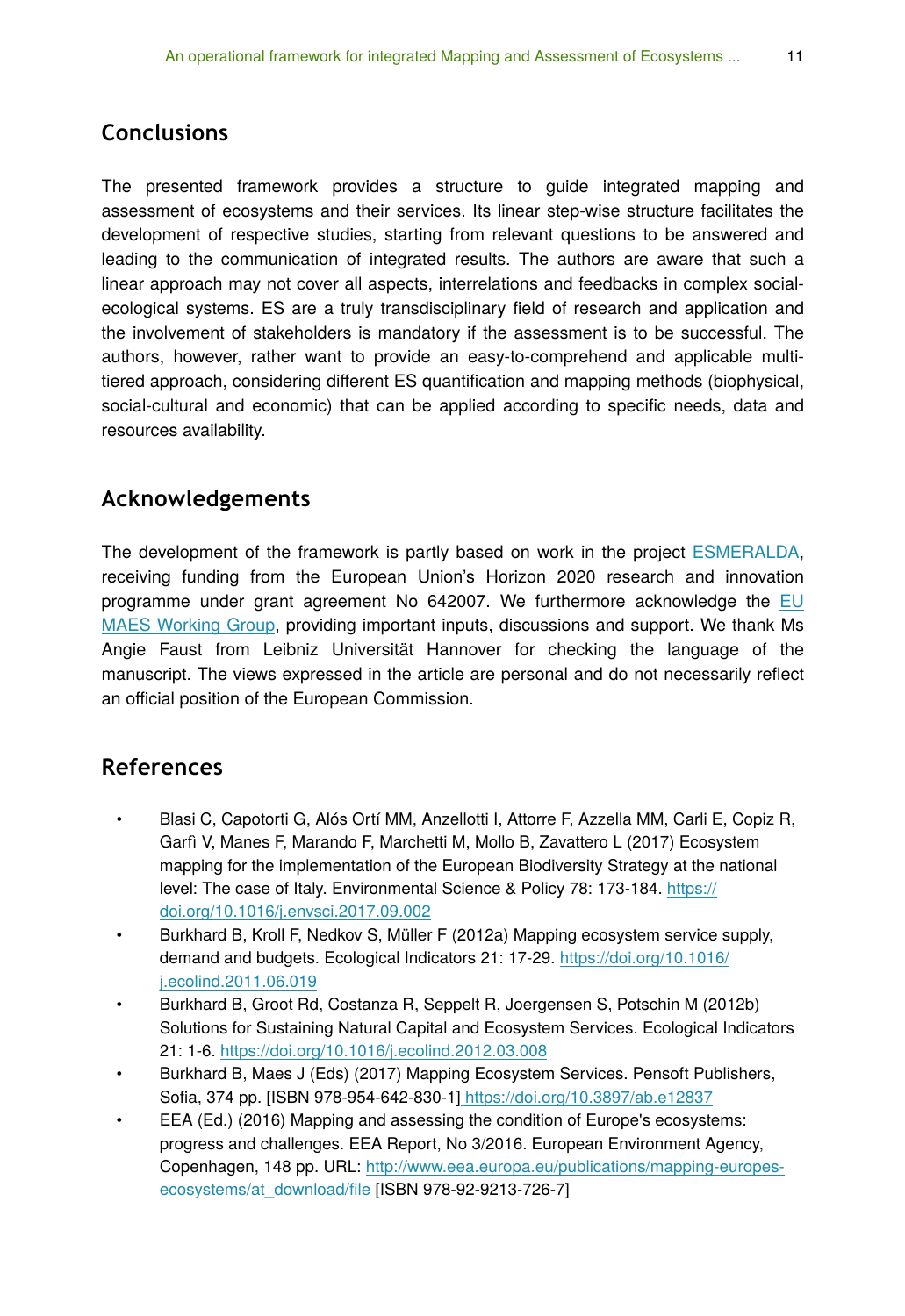## Conclusions

The presented framework provides a structure to guide integrated mapping and assessment of ecosystems and their services. Its linear step-wise structure facilitates the development of respective studies, starting from relevant questions to be answered and leading to the communication of integrated results. The authors are aware that such a linear approach may not cover all aspects, interrelations and feedbacks in complex social-ecological systems. ES are a truly transdisciplinary field of research and application and the involvement of stakeholders is mandatory if the assessment is to be successful. The authors, however, rather want to provide an easy-to-comprehend and applicable multi-tiered approach, considering different ES quantification and mapping methods (biophysical, social-cultural and economic) that can be applied according to specific needs, data and resources availability.

## Acknowledgements

The development of the framework is partly based on work in the project ESMERALDA, receiving funding from the European Union's Horizon 2020 research and innovation programme under grant agreement No 642007. We furthermore acknowledge the EU MAES Working Group, providing important inputs, discussions and support. We thank Ms Angie Faust from Leibniz Universität Hannover for checking the language of the manuscript. The views expressed in the article are personal and do not necessarily reflect an official position of the European Commission.

## References

- Blasi C, Capotorti G, Alós Ortí MM, Anzellotti I, Attorre F, Azzella MM, Carli E, Copiz R, Garfì V, Manes F, Marando F, Marchetti M, Mollo B, Zavattero L (2017) Ecosystem mapping for the implementation of the European Biodiversity Strategy at the national level: The case of Italy. Environmental Science & Policy 78: 173-184. https://doi.org/10.1016/j.envsci.2017.09.002
- Burkhard B, Kroll F, Nedkov S, Müller F (2012a) Mapping ecosystem service supply, demand and budgets. Ecological Indicators 21: 17-29. https://doi.org/10.1016/j.ecolind.2011.06.019
- Burkhard B, Groot Rd, Costanza R, Seppelt R, Joergensen S, Potschin M (2012b) Solutions for Sustaining Natural Capital and Ecosystem Services. Ecological Indicators 21: 1-6. https://doi.org/10.1016/j.ecolind.2012.03.008
- Burkhard B, Maes J (Eds) (2017) Mapping Ecosystem Services. Pensoft Publishers, Sofia, 374 pp. [ISBN 978-954-642-830-1] https://doi.org/10.3897/ab.e12837
- EEA (Ed.) (2016) Mapping and assessing the condition of Europe's ecosystems: progress and challenges. EEA Report, No 3/2016. European Environment Agency, Copenhagen, 148 pp. URL: http://www.eea.europa.eu/publications/mapping-europes-ecosystems/at_download/file [ISBN 978-92-9213-726-7]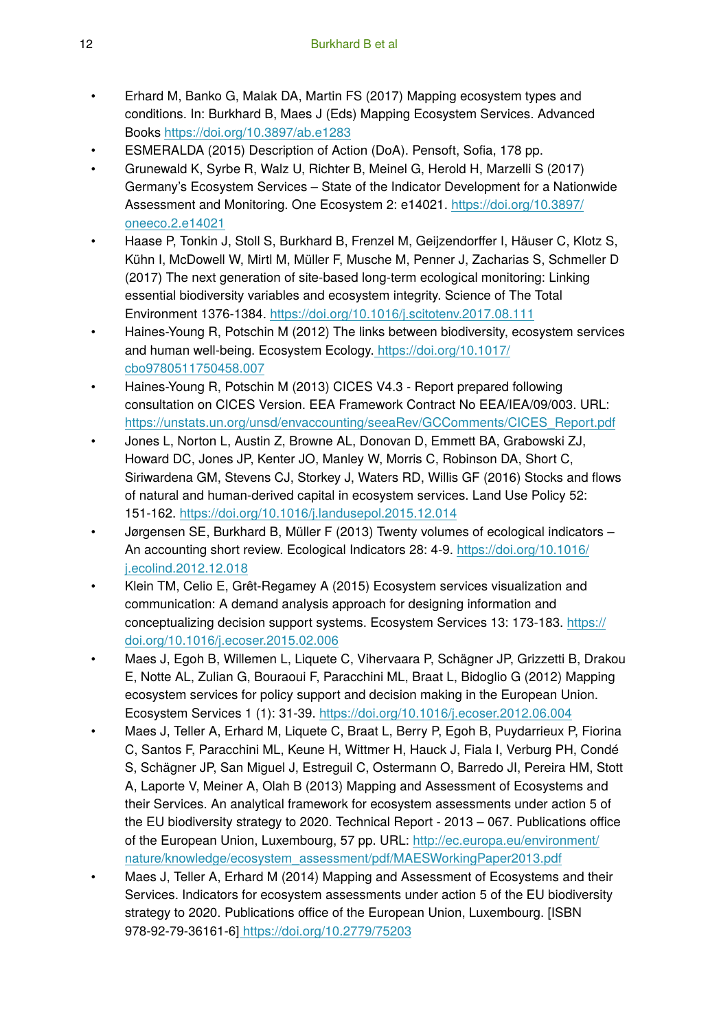- Erhard M, Banko G, Malak DA, Martin FS (2017) Mapping ecosystem types and conditions. In: Burkhard B, Maes J (Eds) Mapping Ecosystem Services. Advanced Books https://doi.org/10.3897/ab.e1283
- ESMERALDA (2015) Description of Action (DoA). Pensoft, Sofia, 178 pp.
- Grunewald K, Syrbe R, Walz U, Richter B, Meinel G, Herold H, Marzelli S (2017) Germany's Ecosystem Services – State of the Indicator Development for a Nationwide Assessment and Monitoring. One Ecosystem 2: e14021. https://doi.org/10.3897/oneeco.2.e14021
- Haase P, Tonkin J, Stoll S, Burkhard B, Frenzel M, Geijzendorffer I, Häuser C, Klotz S, Kühn I, McDowell W, Mirtl M, Müller F, Musche M, Penner J, Zacharias S, Schmeller D (2017) The next generation of site-based long-term ecological monitoring: Linking essential biodiversity variables and ecosystem integrity. Science of The Total Environment 1376-1384. https://doi.org/10.1016/j.scitotenv.2017.08.111
- Haines-Young R, Potschin M (2012) The links between biodiversity, ecosystem services and human well-being. Ecosystem Ecology. https://doi.org/10.1017/cbo9780511750458.007
- Haines-Young R, Potschin M (2013) CICES V4.3 - Report prepared following consultation on CICES Version. EEA Framework Contract No EEA/IEA/09/003. URL: https://unstats.un.org/unsd/envaccounting/seeaRev/GCComments/CICES_Report.pdf
- Jones L, Norton L, Austin Z, Browne AL, Donovan D, Emmett BA, Grabowski ZJ, Howard DC, Jones JP, Kenter JO, Manley W, Morris C, Robinson DA, Short C, Siriwardena GM, Stevens CJ, Storkey J, Waters RD, Willis GF (2016) Stocks and flows of natural and human-derived capital in ecosystem services. Land Use Policy 52: 151-162. https://doi.org/10.1016/j.landusepol.2015.12.014
- Jørgensen SE, Burkhard B, Müller F (2013) Twenty volumes of ecological indicators – An accounting short review. Ecological Indicators 28: 4-9. https://doi.org/10.1016/j.ecolind.2012.12.018
- Klein TM, Celio E, Grêt-Regamey A (2015) Ecosystem services visualization and communication: A demand analysis approach for designing information and conceptualizing decision support systems. Ecosystem Services 13: 173-183. https://doi.org/10.1016/j.ecoser.2015.02.006
- Maes J, Egoh B, Willemen L, Liquete C, Vihervaara P, Schägner JP, Grizzetti B, Drakou E, Notte AL, Zulian G, Bouraoui F, Paracchini ML, Braat L, Bidoglio G (2012) Mapping ecosystem services for policy support and decision making in the European Union. Ecosystem Services 1 (1): 31-39. https://doi.org/10.1016/j.ecoser.2012.06.004
- Maes J, Teller A, Erhard M, Liquete C, Braat L, Berry P, Egoh B, Puydarrieux P, Fiorina C, Santos F, Paracchini ML, Keune H, Wittmer H, Hauck J, Fiala I, Verburg PH, Condé S, Schägner JP, San Miguel J, Estreguil C, Ostermann O, Barredo JI, Pereira HM, Stott A, Laporte V, Meiner A, Olah B (2013) Mapping and Assessment of Ecosystems and their Services. An analytical framework for ecosystem assessments under action 5 of the EU biodiversity strategy to 2020. Technical Report - 2013 – 067. Publications office of the European Union, Luxembourg, 57 pp. URL: http://ec.europa.eu/environment/nature/knowledge/ecosystem_assessment/pdf/MAESWorkingPaper2013.pdf
- Maes J, Teller A, Erhard M (2014) Mapping and Assessment of Ecosystems and their Services. Indicators for ecosystem assessments under action 5 of the EU biodiversity strategy to 2020. Publications office of the European Union, Luxembourg. [ISBN 978-92-79-36161-6] https://doi.org/10.2779/75203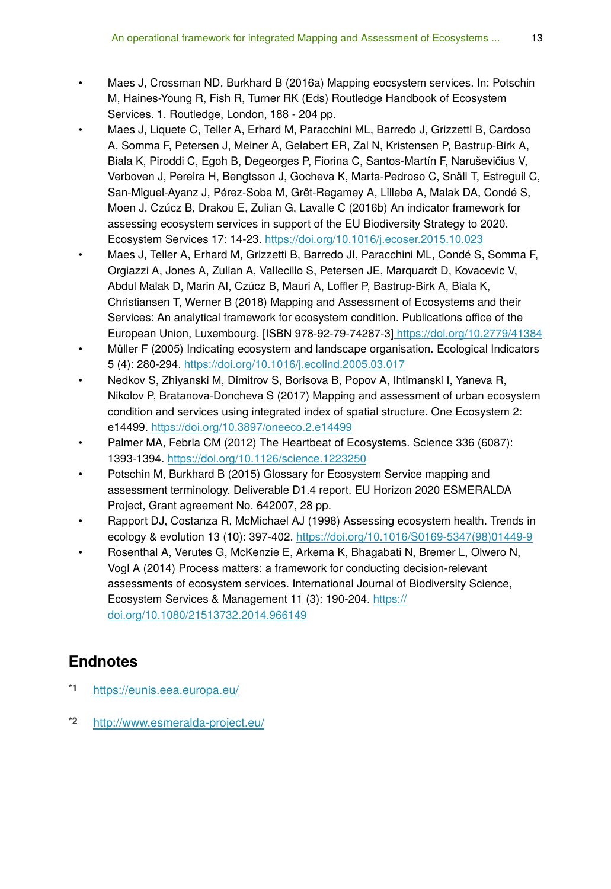- Maes J, Crossman ND, Burkhard B (2016a) Mapping eocsystem services. In: Potschin M, Haines-Young R, Fish R, Turner RK (Eds) Routledge Handbook of Ecosystem Services. 1. Routledge, London, 188 - 204 pp.
- Maes J, Liquete C, Teller A, Erhard M, Paracchini ML, Barredo J, Grizzetti B, Cardoso A, Somma F, Petersen J, Meiner A, Gelabert ER, Zal N, Kristensen P, Bastrup-Birk A, Biala K, Piroddi C, Egoh B, Degeorges P, Fiorina C, Santos-Martín F, Naruševičius V, Verboven J, Pereira H, Bengtsson J, Gocheva K, Marta-Pedroso C, Snäll T, Estreguil C, San-Miguel-Ayanz J, Pérez-Soba M, Grêt-Regamey A, Lillebø A, Malak DA, Condé S, Moen J, Czúcz B, Drakou E, Zulian G, Lavalle C (2016b) An indicator framework for assessing ecosystem services in support of the EU Biodiversity Strategy to 2020. Ecosystem Services 17: 14-23. https://doi.org/10.1016/j.ecoser.2015.10.023
- Maes J, Teller A, Erhard M, Grizzetti B, Barredo JI, Paracchini ML, Condé S, Somma F, Orgiazzi A, Jones A, Zulian A, Vallecillo S, Petersen JE, Marquardt D, Kovacevic V, Abdul Malak D, Marin AI, Czúcz B, Mauri A, Loffler P, Bastrup-Birk A, Biala K, Christiansen T, Werner B (2018) Mapping and Assessment of Ecosystems and their Services: An analytical framework for ecosystem condition. Publications office of the European Union, Luxembourg. [ISBN 978-92-79-74287-3] https://doi.org/10.2779/41384
- Müller F (2005) Indicating ecosystem and landscape organisation. Ecological Indicators 5 (4): 280-294. https://doi.org/10.1016/j.ecolind.2005.03.017
- Nedkov S, Zhiyanski M, Dimitrov S, Borisova B, Popov A, Ihtimanski I, Yaneva R, Nikolov P, Bratanova-Doncheva S (2017) Mapping and assessment of urban ecosystem condition and services using integrated index of spatial structure. One Ecosystem 2: e14499. https://doi.org/10.3897/oneeco.2.e14499
- Palmer MA, Febria CM (2012) The Heartbeat of Ecosystems. Science 336 (6087): 1393-1394. https://doi.org/10.1126/science.1223250
- Potschin M, Burkhard B (2015) Glossary for Ecosystem Service mapping and assessment terminology. Deliverable D1.4 report. EU Horizon 2020 ESMERALDA Project, Grant agreement No. 642007, 28 pp.
- Rapport DJ, Costanza R, McMichael AJ (1998) Assessing ecosystem health. Trends in ecology & evolution 13 (10): 397-402. https://doi.org/10.1016/S0169-5347(98)01449-9
- Rosenthal A, Verutes G, McKenzie E, Arkema K, Bhagabati N, Bremer L, Olwero N, Vogl A (2014) Process matters: a framework for conducting decision-relevant assessments of ecosystem services. International Journal of Biodiversity Science, Ecosystem Services & Management 11 (3): 190-204. https://doi.org/10.1080/21513732.2014.966149

## Endnotes

[*1] https://eunis.eea.europa.eu/

[*2] http://www.esmeralda-project.eu/